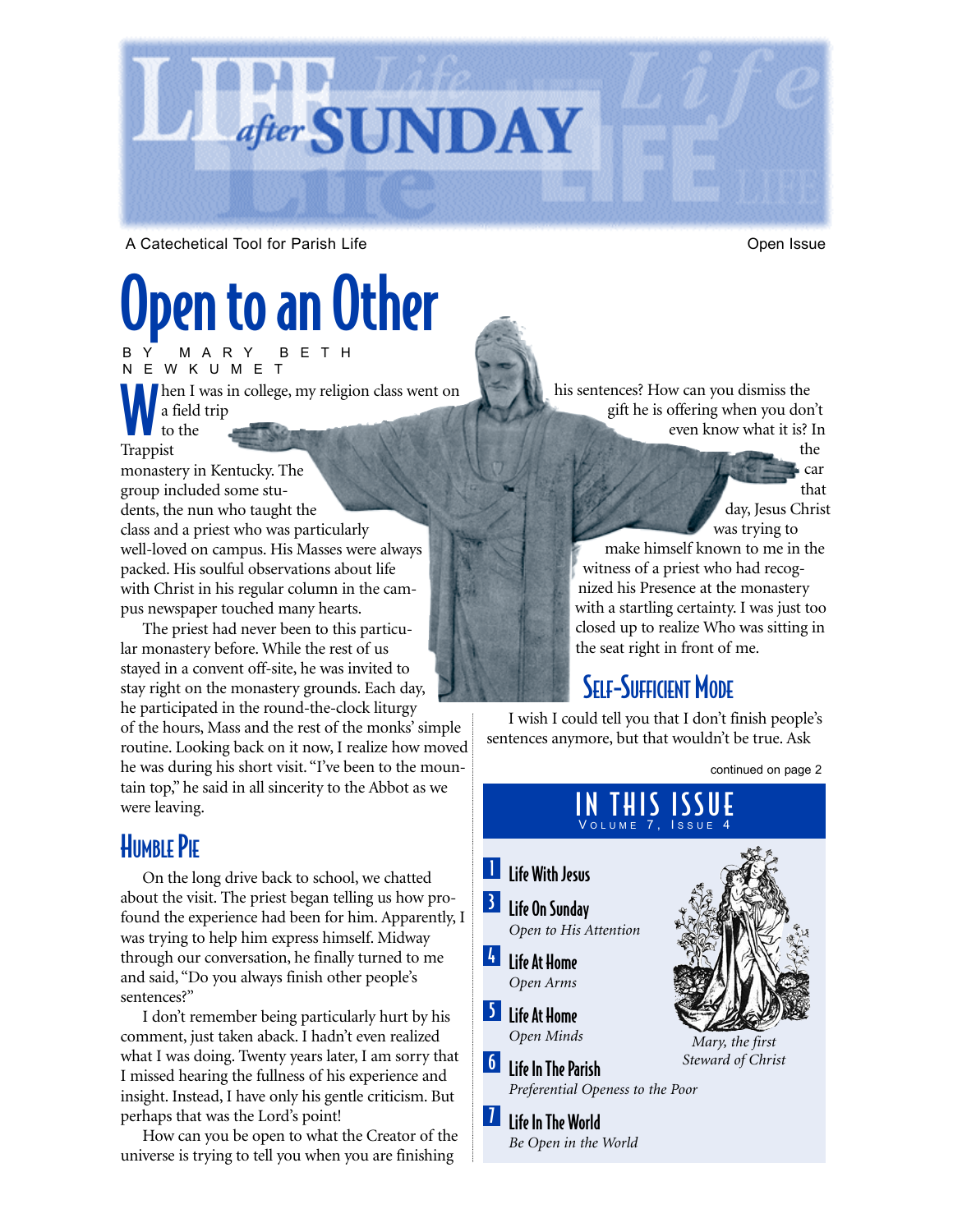# Life after SUNDAY

A Catechetical Tool for Parish Life

Open Issue

# Open to an Other

BY MARY BETH NEWKUMET

When I was in college, my religion class went on a field trip to the Trappist monastery in Kentucky. The group included some students, the nun who taught the class and a priest who was particularly well-loved on campus. His Masses were always packed. His soulful observations about life with Christ in his regular column in the campus newspaper touched many hearts.

The priest had never been to this particular monastery before. While the rest of us stayed in a convent off-site, he was invited to stay right on the monastery grounds. Each day, he participated in the round-the-clock liturgy of the hours, Mass and the rest of the monks' simple routine. Looking back on it now, I realize how moved he was during his short visit. "I've been to the mountain top," he said in all sincerity to the Abbot as we were leaving.

## Humble Pie

On the long drive back to school, we chatted about the visit. The priest began telling us how profound the experience had been for him. Apparently, I was trying to help him express himself. Midway through our conversation, he finally turned to me and said, "Do you always finish other people's sentences?"

I don't remember being particularly hurt by his comment, just taken aback. I hadn't even realized what I was doing. Twenty years later, I am sorry that I missed hearing the fullness of his experience and insight. Instead, I have only his gentle criticism. But perhaps that was the Lord's point!

How can you be open to what the Creator of the universe is trying to tell you when you are finishing his sentences? How can you dismiss the gift he is offering when you don't even know what it is? In the car that day, Jesus Christ was trying to make himself known to me in the witness of a priest who had recognized his Presence at the monastery with a startling certainty. I was just too closed up to realize Who was sitting in the seat right in front of me.

## Self-Sufficient Mode

I wish I could tell you that I don't finish people's sentences anymore, but that wouldn't be true. Ask

continued on page 2

## IN THIS ISSUE
Volume 7, Issue 4

- **1** Life With Jesus
- **3** Life On Sunday
  *Open to His Attention*
- **4** Life At Home
  *Open Arms*
- **5** Life At Home
  *Open Minds*
- **6** Life In The Parish
  *Preferential Openess to the Poor*
- **7** Life In The World
  *Be Open in the World*

*Mary, the first Steward of Christ*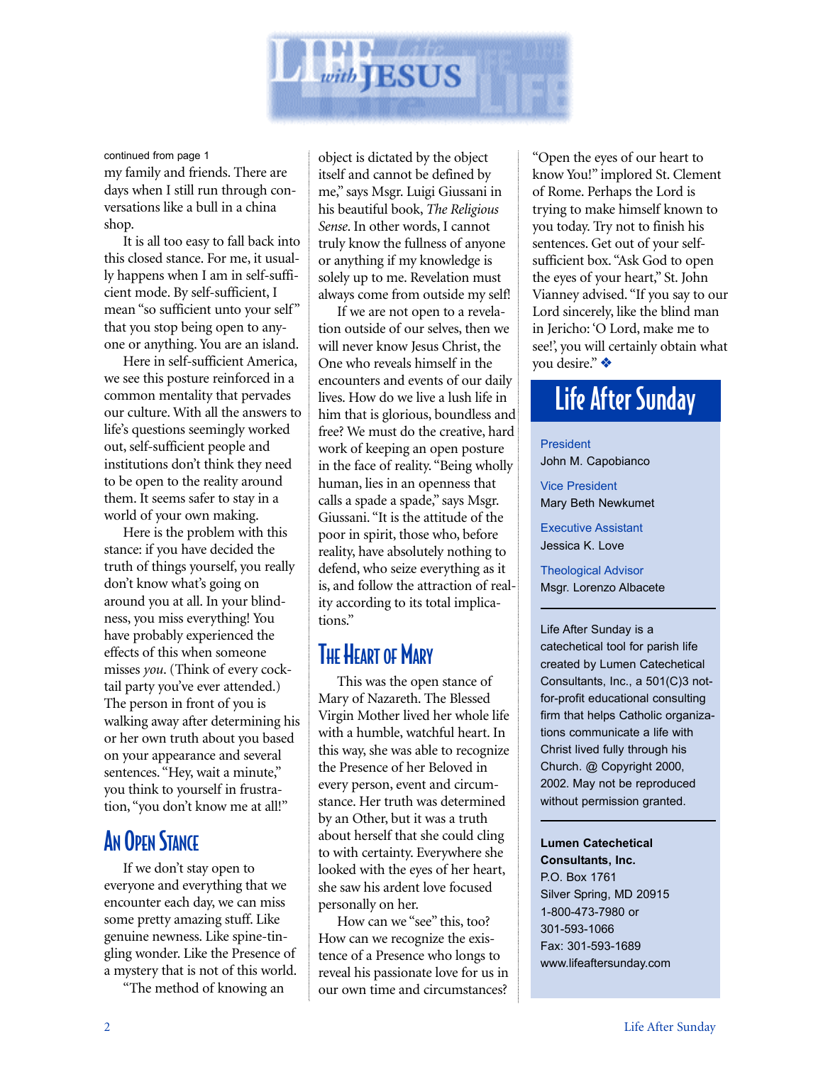# Life with JESUS

continued from page 1

my family and friends. There are days when I still run through conversations like a bull in a china shop.

It is all too easy to fall back into this closed stance. For me, it usually happens when I am in self-sufficient mode. By self-sufficient, I mean "so sufficient unto your self" that you stop being open to anyone or anything. You are an island.

Here in self-sufficient America, we see this posture reinforced in a common mentality that pervades our culture. With all the answers to life's questions seemingly worked out, self-sufficient people and institutions don't think they need to be open to the reality around them. It seems safer to stay in a world of your own making.

Here is the problem with this stance: if you have decided the truth of things yourself, you really don't know what's going on around you at all. In your blindness, you miss everything! You have probably experienced the effects of this when someone misses *you*. (Think of every cocktail party you've ever attended.) The person in front of you is walking away after determining his or her own truth about you based on your appearance and several sentences. "Hey, wait a minute," you think to yourself in frustration, "you don't know me at all!"

## An Open Stance

If we don't stay open to everyone and everything that we encounter each day, we can miss some pretty amazing stuff. Like genuine newness. Like spine-tingling wonder. Like the Presence of a mystery that is not of this world.

"The method of knowing an object is dictated by the object itself and cannot be defined by me," says Msgr. Luigi Giussani in his beautiful book, *The Religious Sense*. In other words, I cannot truly know the fullness of anyone or anything if my knowledge is solely up to me. Revelation must always come from outside my self!

If we are not open to a revelation outside of our selves, then we will never know Jesus Christ, the One who reveals himself in the encounters and events of our daily lives. How do we live a lush life in him that is glorious, boundless and free? We must do the creative, hard work of keeping an open posture in the face of reality. "Being wholly human, lies in an openness that calls a spade a spade," says Msgr. Giussani. "It is the attitude of the poor in spirit, those who, before reality, have absolutely nothing to defend, who seize everything as it is, and follow the attraction of reality according to its total implications."

## The Heart of Mary

This was the open stance of Mary of Nazareth. The Blessed Virgin Mother lived her whole life with a humble, watchful heart. In this way, she was able to recognize the Presence of her Beloved in every person, event and circumstance. Her truth was determined by an Other, but it was a truth about herself that she could cling to with certainty. Everywhere she looked with the eyes of her heart, she saw his ardent love focused personally on her.

How can we "see" this, too? How can we recognize the existence of a Presence who longs to reveal his passionate love for us in our own time and circumstances?

"Open the eyes of our heart to know You!" implored St. Clement of Rome. Perhaps the Lord is trying to make himself known to you today. Try not to finish his sentences. Get out of your self-sufficient box. "Ask God to open the eyes of your heart," St. John Vianney advised. "If you say to our Lord sincerely, like the blind man in Jericho: 'O Lord, make me to see!', you will certainly obtain what you desire." ❖

## Life After Sunday

President
John M. Capobianco

Vice President
Mary Beth Newkumet

Executive Assistant
Jessica K. Love

Theological Advisor
Msgr. Lorenzo Albacete

Life After Sunday is a catechetical tool for parish life created by Lumen Catechetical Consultants, Inc., a 501(C)3 not-for-profit educational consulting firm that helps Catholic organizations communicate a life with Christ lived fully through his Church. @ Copyright 2000, 2002. May not be reproduced without permission granted.

**Lumen Catechetical Consultants, Inc.**
P.O. Box 1761
Silver Spring, MD 20915
1-800-473-7980 or
301-593-1066
Fax: 301-593-1689
www.lifeaftersunday.com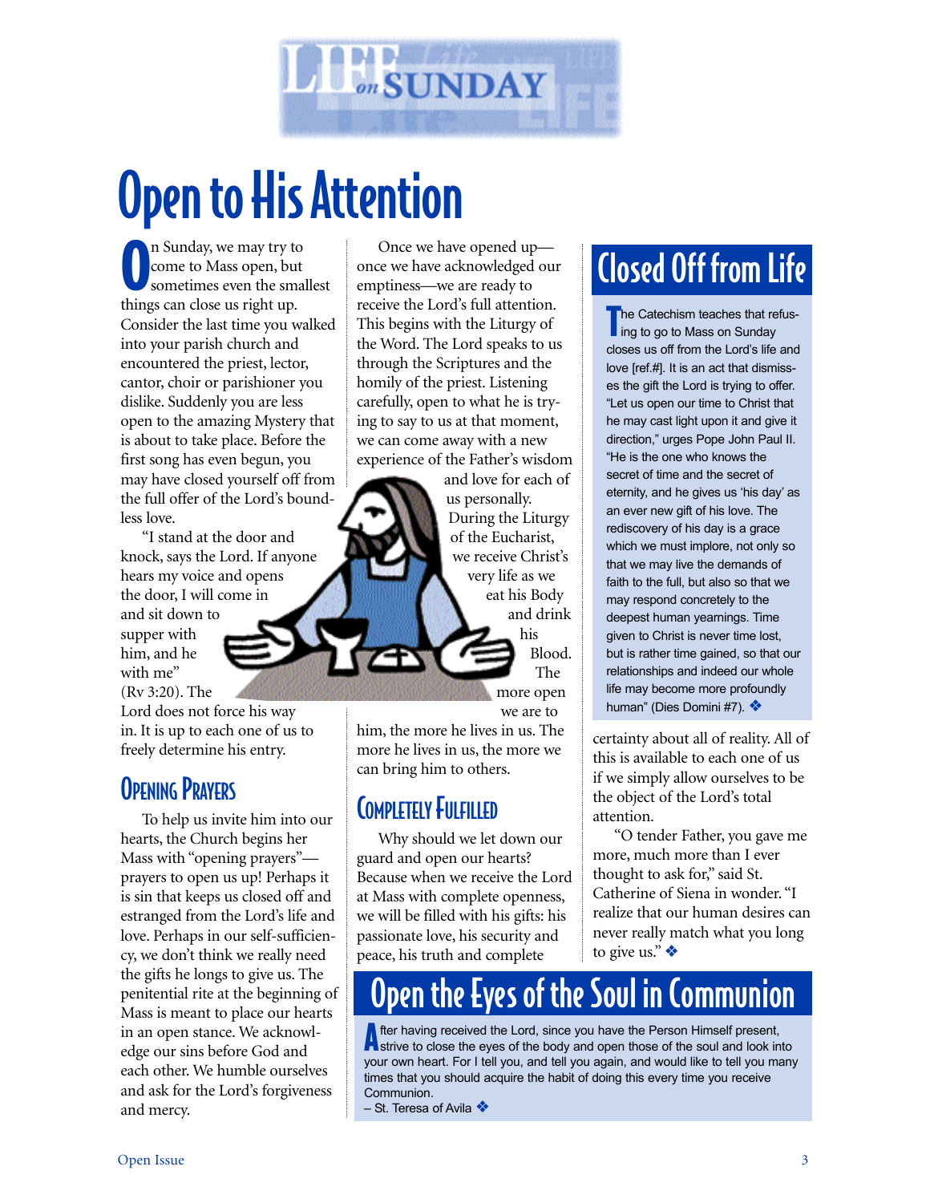# Open to His Attention

On Sunday, we may try to come to Mass open, but sometimes even the smallest things can close us right up. Consider the last time you walked into your parish church and encountered the priest, lector, cantor, choir or parishioner you dislike. Suddenly you are less open to the amazing Mystery that is about to take place. Before the first song has even begun, you may have closed yourself off from the full offer of the Lord's boundless love.

"I stand at the door and knock, says the Lord. If anyone hears my voice and opens the door, I will come in and sit down to supper with him, and he with me" (Rv 3:20). The Lord does not force his way in. It is up to each one of us to freely determine his entry.

## Opening Prayers

To help us invite him into our hearts, the Church begins her Mass with "opening prayers"—prayers to open us up! Perhaps it is sin that keeps us closed off and estranged from the Lord's life and love. Perhaps in our self-sufficiency, we don't think we really need the gifts he longs to give us. The penitential rite at the beginning of Mass is meant to place our hearts in an open stance. We acknowledge our sins before God and each other. We humble ourselves and ask for the Lord's forgiveness and mercy.

Once we have opened up—once we have acknowledged our emptiness—we are ready to receive the Lord's full attention. This begins with the Liturgy of the Word. The Lord speaks to us through the Scriptures and the homily of the priest. Listening carefully, open to what he is trying to say to us at that moment, we can come away with a new experience of the Father's wisdom and love for each of us personally. During the Liturgy of the Eucharist, we receive Christ's very life as we eat his Body and drink his Blood. The more open we are to him, the more he lives in us. The more he lives in us, the more we can bring him to others.

## Completely Fulfilled

Why should we let down our guard and open our hearts? Because when we receive the Lord at Mass with complete openness, we will be filled with his gifts: his passionate love, his security and peace, his truth and complete certainty about all of reality. All of this is available to each one of us if we simply allow ourselves to be the object of the Lord's total attention.

"O tender Father, you gave me more, much more than I ever thought to ask for," said St. Catherine of Siena in wonder. "I realize that our human desires can never really match what you long to give us." ❖

## Closed Off from Life

The Catechism teaches that refusing to go to Mass on Sunday closes us off from the Lord's life and love [ref.#]. It is an act that dismisses the gift the Lord is trying to offer. "Let us open our time to Christ that he may cast light upon it and give it direction," urges Pope John Paul II. "He is the one who knows the secret of time and the secret of eternity, and he gives us 'his day' as an ever new gift of his love. The rediscovery of his day is a grace which we must implore, not only so that we may live the demands of faith to the full, but also so that we may respond concretely to the deepest human yearnings. Time given to Christ is never time lost, but is rather time gained, so that our relationships and indeed our whole life may become more profoundly human" (Dies Domini #7). ❖

## Open the Eyes of the Soul in Communion

After having received the Lord, since you have the Person Himself present, strive to close the eyes of the body and open those of the soul and look into your own heart. For I tell you, and tell you again, and would like to tell you many times that you should acquire the habit of doing this every time you receive Communion.

– St. Teresa of Avila ❖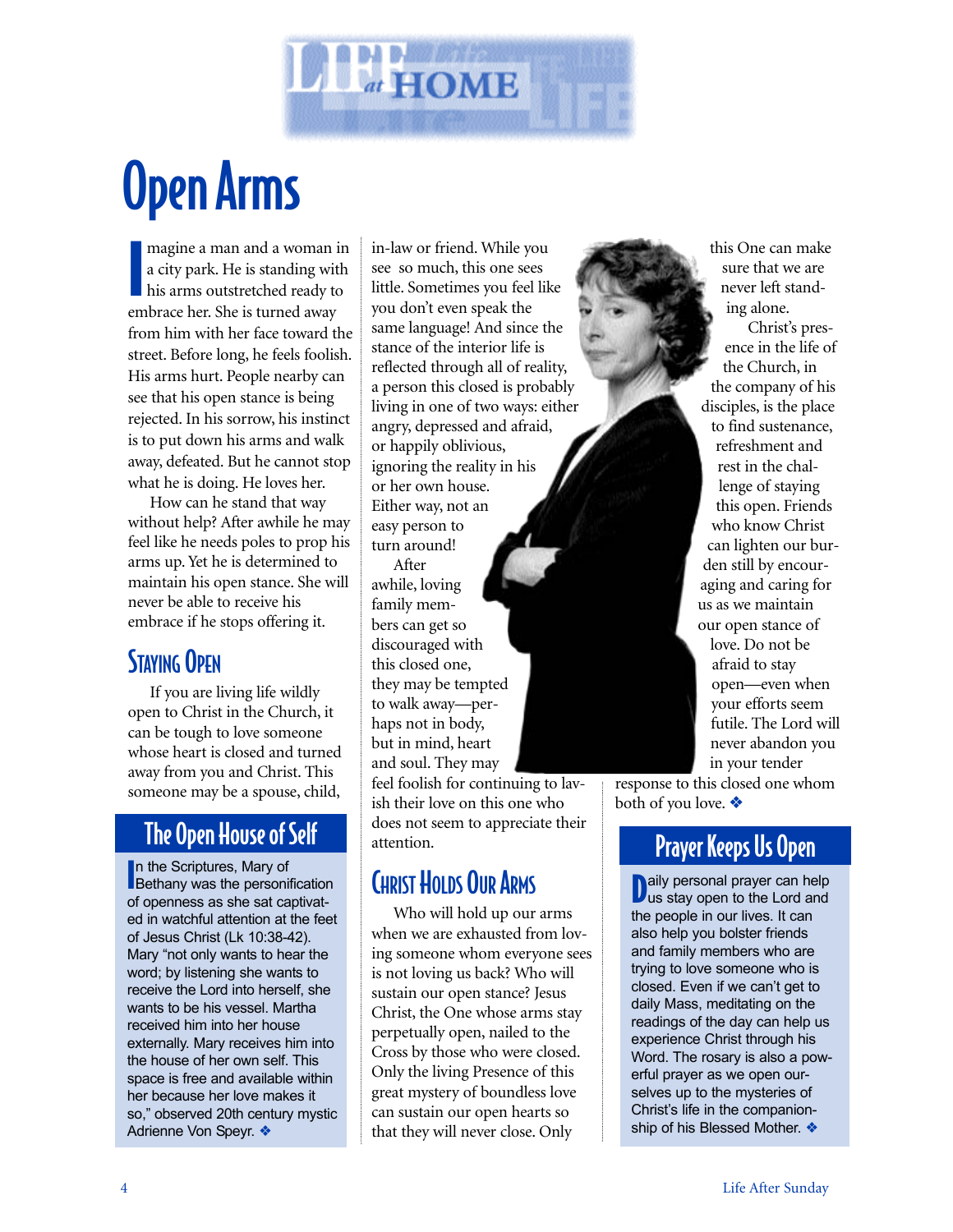# Open Arms

Imagine a man and a woman in a city park. He is standing with his arms outstretched ready to embrace her. She is turned away from him with her face toward the street. Before long, he feels foolish. His arms hurt. People nearby can see that his open stance is being rejected. In his sorrow, his instinct is to put down his arms and walk away, defeated. But he cannot stop what he is doing. He loves her.

How can he stand that way without help? After awhile he may feel like he needs poles to prop his arms up. Yet he is determined to maintain his open stance. She will never be able to receive his embrace if he stops offering it.

## Staying Open

If you are living life wildly open to Christ in the Church, it can be tough to love someone whose heart is closed and turned away from you and Christ. This someone may be a spouse, child, in-law or friend. While you see so much, this one sees little. Sometimes you feel like you don't even speak the same language! And since the stance of the interior life is reflected through all of reality, a person this closed is probably living in one of two ways: either angry, depressed and afraid, or happily oblivious, ignoring the reality in his or her own house. Either way, not an easy person to turn around!

After awhile, loving family members can get so discouraged with this closed one, they may be tempted to walk away—perhaps not in body, but in mind, heart and soul. They may feel foolish for continuing to lavish their love on this one who does not seem to appreciate their attention.

## Christ Holds Our Arms

Who will hold up our arms when we are exhausted from loving someone whom everyone sees is not loving us back? Who will sustain our open stance? Jesus Christ, the One whose arms stay perpetually open, nailed to the Cross by those who were closed. Only the living Presence of this great mystery of boundless love can sustain our open hearts so that they will never close. Only this One can make sure that we are never left standing alone.

Christ's presence in the life of the Church, in the company of his disciples, is the place to find sustenance, refreshment and rest in the challenge of staying this open. Friends who know Christ can lighten our burden still by encouraging and caring for us as we maintain our open stance of love. Do not be afraid to stay open—even when your efforts seem futile. The Lord will never abandon you in your tender response to this closed one whom both of you love. ❖

## The Open House of Self

In the Scriptures, Mary of Bethany was the personification of openness as she sat captivated in watchful attention at the feet of Jesus Christ (Lk 10:38-42). Mary "not only wants to hear the word; by listening she wants to receive the Lord into herself, she wants to be his vessel. Martha received him into her house externally. Mary receives him into the house of her own self. This space is free and available within her because her love makes it so," observed 20th century mystic Adrienne Von Speyr. ❖

## Prayer Keeps Us Open

Daily personal prayer can help us stay open to the Lord and the people in our lives. It can also help you bolster friends and family members who are trying to love someone who is closed. Even if we can't get to daily Mass, meditating on the readings of the day can help us experience Christ through his Word. The rosary is also a powerful prayer as we open ourselves up to the mysteries of Christ's life in the companionship of his Blessed Mother. ❖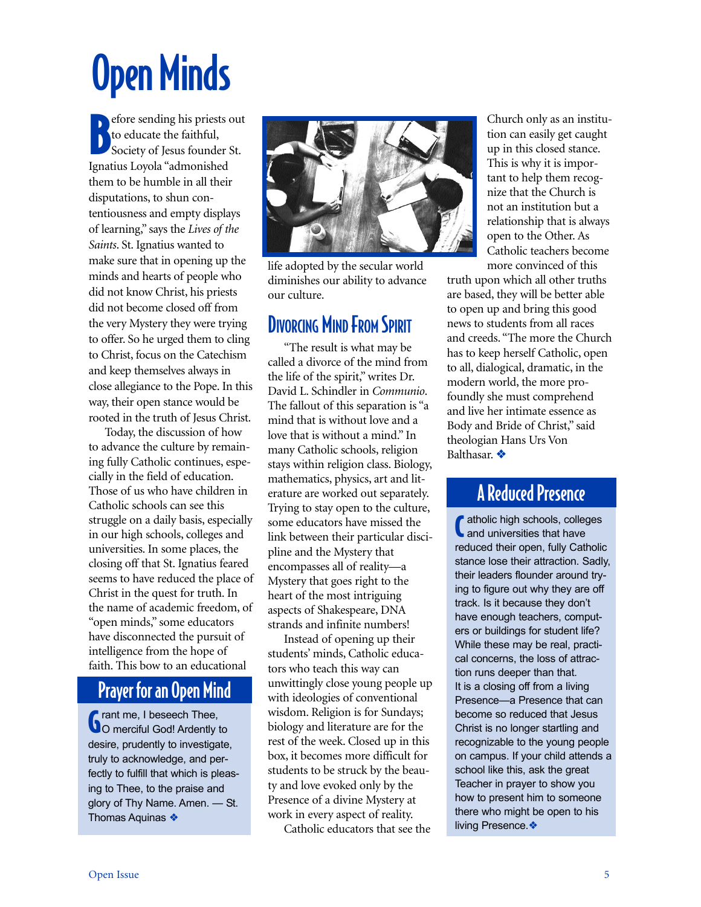# Open Minds

Before sending his priests out to educate the faithful, Society of Jesus founder St. Ignatius Loyola "admonished them to be humble in all their disputations, to shun contentiousness and empty displays of learning," says the *Lives of the Saints*. St. Ignatius wanted to make sure that in opening up the minds and hearts of people who did not know Christ, his priests did not become closed off from the very Mystery they were trying to offer. So he urged them to cling to Christ, focus on the Catechism and keep themselves always in close allegiance to the Pope. In this way, their open stance would be rooted in the truth of Jesus Christ.

Today, the discussion of how to advance the culture by remaining fully Catholic continues, especially in the field of education. Those of us who have children in Catholic schools can see this struggle on a daily basis, especially in our high schools, colleges and universities. In some places, the closing off that St. Ignatius feared seems to have reduced the place of Christ in the quest for truth. In the name of academic freedom, of "open minds," some educators have disconnected the pursuit of intelligence from the hope of faith. This bow to an educational life adopted by the secular world diminishes our ability to advance our culture.

## Divorcing Mind From Spirit

"The result is what may be called a divorce of the mind from the life of the spirit," writes Dr. David L. Schindler in *Communio*. The fallout of this separation is "a mind that is without love and a love that is without a mind." In many Catholic schools, religion stays within religion class. Biology, mathematics, physics, art and literature are worked out separately. Trying to stay open to the culture, some educators have missed the link between their particular discipline and the Mystery that encompasses all of reality—a Mystery that goes right to the heart of the most intriguing aspects of Shakespeare, DNA strands and infinite numbers!

Instead of opening up their students' minds, Catholic educators who teach this way can unwittingly close young people up with ideologies of conventional wisdom. Religion is for Sundays; biology and literature are for the rest of the week. Closed up in this box, it becomes more difficult for students to be struck by the beauty and love evoked only by the Presence of a divine Mystery at work in every aspect of reality.

Catholic educators that see the Church only as an institution can easily get caught up in this closed stance. This is why it is important to help them recognize that the Church is not an institution but a relationship that is always open to the Other. As Catholic teachers become more convinced of this truth upon which all other truths are based, they will be better able to open up and bring this good news to students from all races and creeds. "The more the Church has to keep herself Catholic, open to all, dialogical, dramatic, in the modern world, the more profoundly she must comprehend and live her intimate essence as Body and Bride of Christ," said theologian Hans Urs Von Balthasar. ❖

## Prayer for an Open Mind

Grant me, I beseech Thee, O merciful God! Ardently to desire, prudently to investigate, truly to acknowledge, and perfectly to fulfill that which is pleasing to Thee, to the praise and glory of Thy Name. Amen. — St. Thomas Aquinas ❖

## A Reduced Presence

Catholic high schools, colleges and universities that have reduced their open, fully Catholic stance lose their attraction. Sadly, their leaders flounder around trying to figure out why they are off track. Is it because they don't have enough teachers, computers or buildings for student life? While these may be real, practical concerns, the loss of attraction runs deeper than that.

It is a closing off from a living Presence—a Presence that can become so reduced that Jesus Christ is no longer startling and recognizable to the young people on campus. If your child attends a school like this, ask the great Teacher in prayer to show you how to present him to someone there who might be open to his living Presence. ❖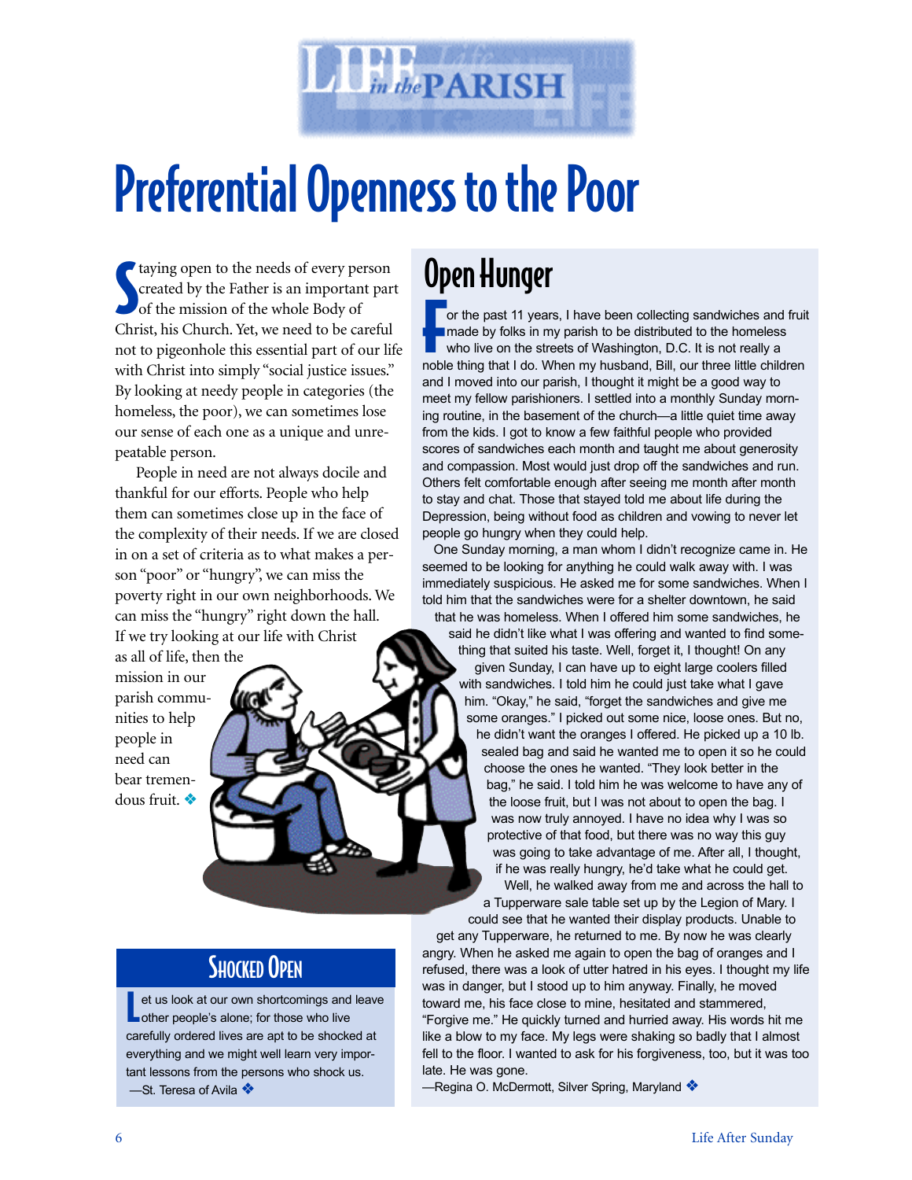# Preferential Openness to the Poor

Staying open to the needs of every person created by the Father is an important part of the mission of the whole Body of Christ, his Church. Yet, we need to be careful not to pigeonhole this essential part of our life with Christ into simply "social justice issues." By looking at needy people in categories (the homeless, the poor), we can sometimes lose our sense of each one as a unique and unrepeatable person.

People in need are not always docile and thankful for our efforts. People who help them can sometimes close up in the face of the complexity of their needs. If we are closed in on a set of criteria as to what makes a person "poor" or "hungry", we can miss the poverty right in our own neighborhoods. We can miss the "hungry" right down the hall. If we try looking at our life with Christ as all of life, then the mission in our parish communities to help people in need can bear tremendous fruit. ❖

## Shocked Open

Let us look at our own shortcomings and leave other people's alone; for those who live carefully ordered lives are apt to be shocked at everything and we might well learn very important lessons from the persons who shock us.
—St. Teresa of Avila ❖

## Open Hunger

For the past 11 years, I have been collecting sandwiches and fruit made by folks in my parish to be distributed to the homeless who live on the streets of Washington, D.C. It is not really a noble thing that I do. When my husband, Bill, our three little children and I moved into our parish, I thought it might be a good way to meet my fellow parishioners. I settled into a monthly Sunday morning routine, in the basement of the church—a little quiet time away from the kids. I got to know a few faithful people who provided scores of sandwiches each month and taught me about generosity and compassion. Most would just drop off the sandwiches and run. Others felt comfortable enough after seeing me month after month to stay and chat. Those that stayed told me about life during the Depression, being without food as children and vowing to never let people go hungry when they could help.

One Sunday morning, a man whom I didn't recognize came in. He seemed to be looking for anything he could walk away with. I was immediately suspicious. He asked me for some sandwiches. When I told him that the sandwiches were for a shelter downtown, he said that he was homeless. When I offered him some sandwiches, he said he didn't like what I was offering and wanted to find something that suited his taste. Well, forget it, I thought! On any given Sunday, I can have up to eight large coolers filled with sandwiches. I told him he could just take what I gave him. "Okay," he said, "forget the sandwiches and give me some oranges." I picked out some nice, loose ones. But no, he didn't want the oranges I offered. He picked up a 10 lb. sealed bag and said he wanted me to open it so he could choose the ones he wanted. "They look better in the bag," he said. I told him he was welcome to have any of the loose fruit, but I was not about to open the bag. I was now truly annoyed. I have no idea why I was so protective of that food, but there was no way this guy was going to take advantage of me. After all, I thought, if he was really hungry, he'd take what he could get.

Well, he walked away from me and across the hall to a Tupperware sale table set up by the Legion of Mary. I could see that he wanted their display products. Unable to get any Tupperware, he returned to me. By now he was clearly angry. When he asked me again to open the bag of oranges and I refused, there was a look of utter hatred in his eyes. I thought my life was in danger, but I stood up to him anyway. Finally, he moved toward me, his face close to mine, hesitated and stammered, "Forgive me." He quickly turned and hurried away. His words hit me like a blow to my face. My legs were shaking so badly that I almost fell to the floor. I wanted to ask for his forgiveness, too, but it was too late. He was gone.

—Regina O. McDermott, Silver Spring, Maryland ❖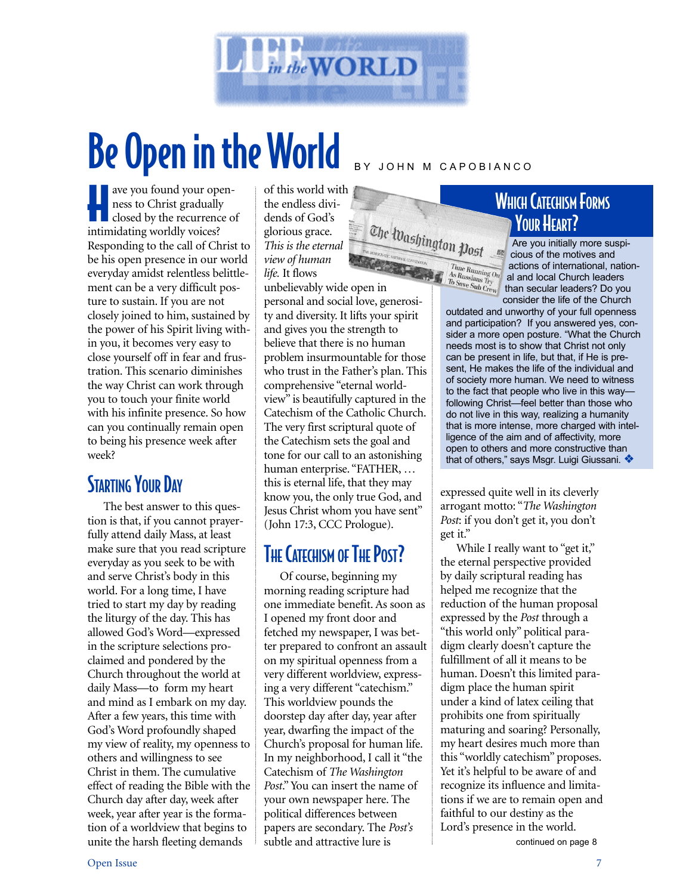# Be Open in the World

BY JOHN M CAPOBIANCO

Have you found your openness to Christ gradually closed by the recurrence of intimidating worldly voices? Responding to the call of Christ to be his open presence in our world everyday amidst relentless belittlement can be a very difficult posture to sustain. If you are not closely joined to him, sustained by the power of his Spirit living within you, it becomes very easy to close yourself off in fear and frustration. This scenario diminishes the way Christ can work through you to touch your finite world with his infinite presence. So how can you continually remain open to being his presence week after week?

## Starting Your Day

The best answer to this question is that, if you cannot prayerfully attend daily Mass, at least make sure that you read scripture everyday as you seek to be with and serve Christ's body in this world. For a long time, I have tried to start my day by reading the liturgy of the day. This has allowed God's Word—expressed in the scripture selections proclaimed and pondered by the Church throughout the world at daily Mass—to form my heart and mind as I embark on my day. After a few years, this time with God's Word profoundly shaped my view of reality, my openness to others and willingness to see Christ in them. The cumulative effect of reading the Bible with the Church day after day, week after week, year after year is the formation of a worldview that begins to unite the harsh fleeting demands of this world with the endless dividends of God's glorious grace. *This is the eternal view of human life.* It flows unbelievably wide open in personal and social love, generosity and diversity. It lifts your spirit and gives you the strength to believe that there is no human problem insurmountable for those who trust in the Father's plan. This comprehensive "eternal worldview" is beautifully captured in the Catechism of the Catholic Church. The very first scriptural quote of the Catechism sets the goal and tone for our call to an astonishing human enterprise. "FATHER, … this is eternal life, that they may know you, the only true God, and Jesus Christ whom you have sent" (John 17:3, CCC Prologue).

## The Catechism of The Post?

Of course, beginning my morning reading scripture had one immediate benefit. As soon as I opened my front door and fetched my newspaper, I was better prepared to confront an assault on my spiritual openness from a very different worldview, expressing a very different "catechism." This worldview pounds the doorstep day after day, year after year, dwarfing the impact of the Church's proposal for human life. In my neighborhood, I call it "the Catechism of *The Washington Post*." You can insert the name of your own newspaper here. The political differences between papers are secondary. The *Post's* subtle and attractive lure is expressed quite well in its cleverly arrogant motto: "*The Washington Post*: if you don't get it, you don't get it."

While I really want to "get it," the eternal perspective provided by daily scriptural reading has helped me recognize that the reduction of the human proposal expressed by the *Post* through a "this world only" political paradigm clearly doesn't capture the fulfillment of all it means to be human. Doesn't this limited paradigm place the human spirit under a kind of latex ceiling that prohibits one from spiritually maturing and soaring? Personally, my heart desires much more than this "worldly catechism" proposes. Yet it's helpful to be aware of and recognize its influence and limitations if we are to remain open and faithful to our destiny as the Lord's presence in the world.

continued on page 8

## Which Catechism Forms Your Heart?

Are you initially more suspicious of the motives and actions of international, national and local Church leaders than secular leaders? Do you consider the life of the Church outdated and unworthy of your full openness and participation? If you answered yes, consider a more open posture. "What the Church needs most is to show that Christ not only can be present in life, but that, if He is present, He makes the life of the individual and of society more human. We need to witness to the fact that people who live in this way—following Christ—feel better than those who do not live in this way, realizing a humanity that is more intense, more charged with intelligence of the aim and of affectivity, more open to others and more constructive than that of others," says Msgr. Luigi Giussani. ❖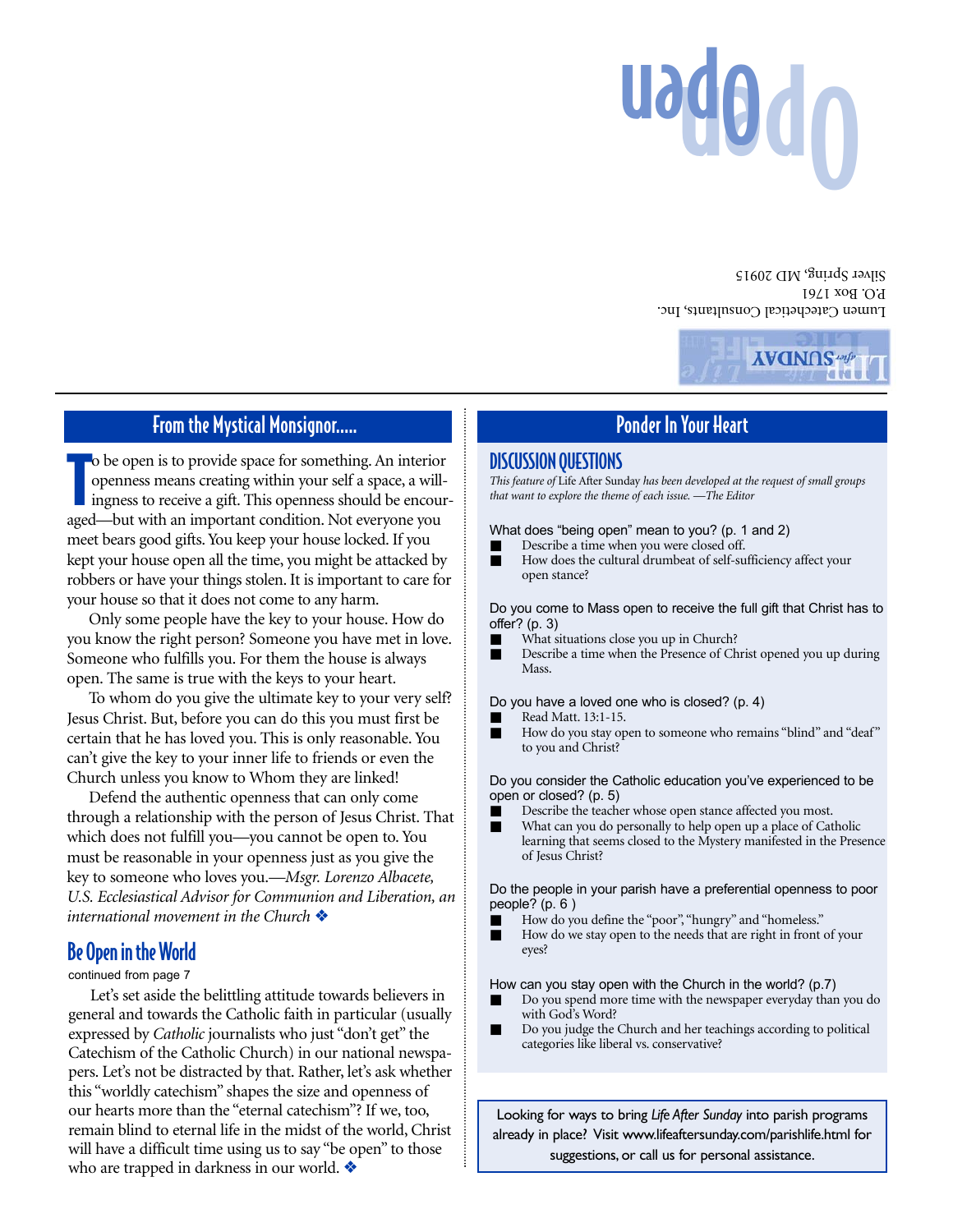Lumen Catechetical Consultants, Inc.
P.O. Box 1761
Silver Spring, MD 20915

## From the Mystical Monsignor.....

To be open is to provide space for something. An interior openness means creating within your self a space, a willingness to receive a gift. This openness should be encouraged—but with an important condition. Not everyone you meet bears good gifts. You keep your house locked. If you kept your house open all the time, you might be attacked by robbers or have your things stolen. It is important to care for your house so that it does not come to any harm.

Only some people have the key to your house. How do you know the right person? Someone you have met in love. Someone who fulfills you. For them the house is always open. The same is true with the keys to your heart.

To whom do you give the ultimate key to your very self? Jesus Christ. But, before you can do this you must first be certain that he has loved you. This is only reasonable. You can't give the key to your inner life to friends or even the Church unless you know to Whom they are linked!

Defend the authentic openness that can only come through a relationship with the person of Jesus Christ. That which does not fulfill you—you cannot be open to. You must be reasonable in your openness just as you give the key to someone who loves you.—*Msgr. Lorenzo Albacete, U.S. Ecclesiastical Advisor for Communion and Liberation, an international movement in the Church* ❖

## Be Open in the World

continued from page 7

Let's set aside the belittling attitude towards believers in general and towards the Catholic faith in particular (usually expressed by *Catholic* journalists who just "don't get" the Catechism of the Catholic Church) in our national newspapers. Let's not be distracted by that. Rather, let's ask whether this "worldly catechism" shapes the size and openness of our hearts more than the "eternal catechism"? If we, too, remain blind to eternal life in the midst of the world, Christ will have a difficult time using us to say "be open" to those who are trapped in darkness in our world. ❖

## Ponder In Your Heart

### DISCUSSION QUESTIONS

*This feature of* Life After Sunday *has been developed at the request of small groups that want to explore the theme of each issue. —The Editor*

What does "being open" mean to you? (p. 1 and 2)
- Describe a time when you were closed off.
- How does the cultural drumbeat of self-sufficiency affect your open stance?

Do you come to Mass open to receive the full gift that Christ has to offer? (p. 3)
- What situations close you up in Church?
- Describe a time when the Presence of Christ opened you up during Mass.

Do you have a loved one who is closed? (p. 4)
- Read Matt. 13:1-15.
- How do you stay open to someone who remains "blind" and "deaf" to you and Christ?

Do you consider the Catholic education you've experienced to be open or closed? (p. 5)
- Describe the teacher whose open stance affected you most.
- What can you do personally to help open up a place of Catholic learning that seems closed to the Mystery manifested in the Presence of Jesus Christ?

Do the people in your parish have a preferential openness to poor people? (p. 6 )
- How do you define the "poor", "hungry" and "homeless."
- How do we stay open to the needs that are right in front of your eyes?

How can you stay open with the Church in the world? (p.7)
- Do you spend more time with the newspaper everyday than you do with God's Word?
- Do you judge the Church and her teachings according to political categories like liberal vs. conservative?

Looking for ways to bring *Life After Sunday* into parish programs already in place? Visit www.lifeaftersunday.com/parishlife.html for suggestions, or call us for personal assistance.